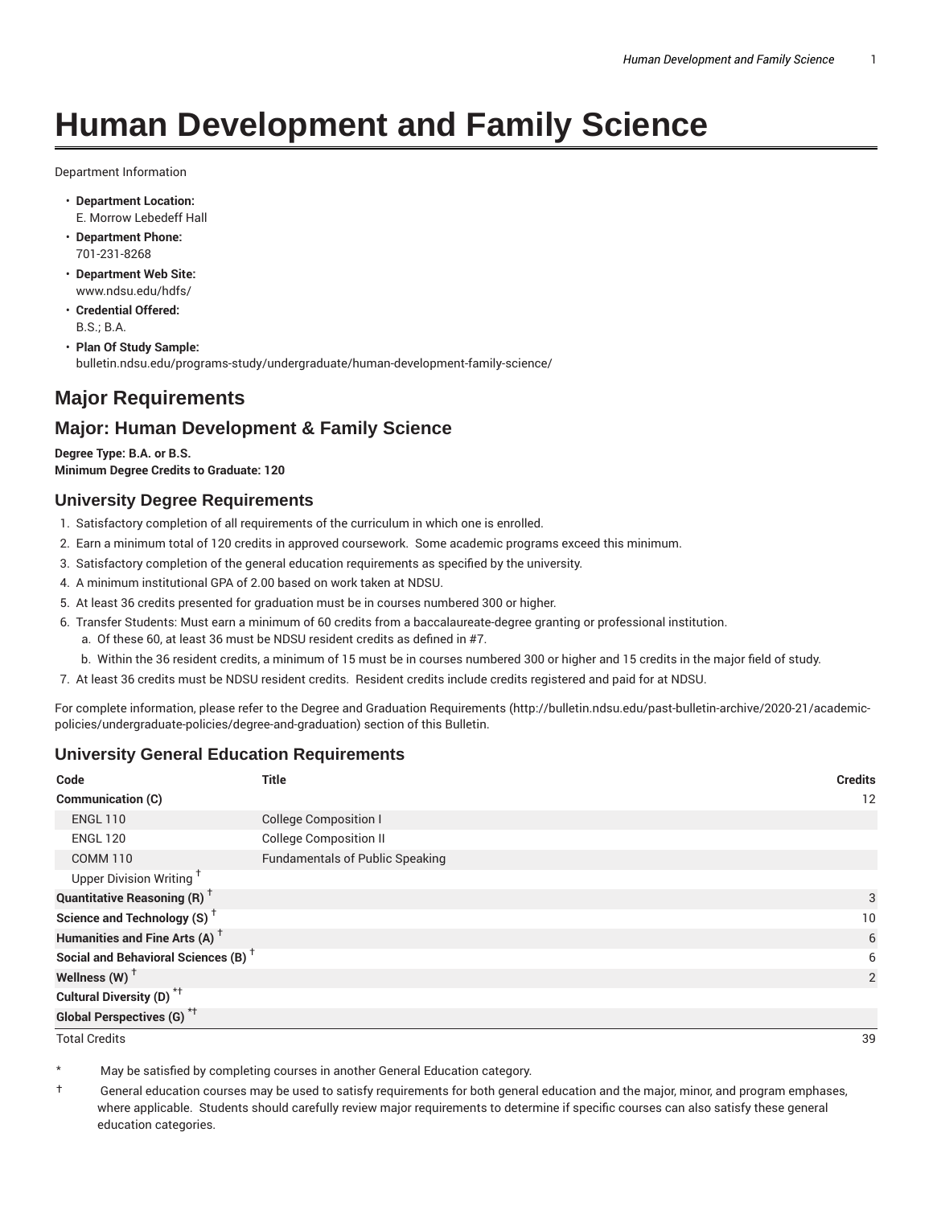# Human Development and Family Science

Department Information

- **Department Location:**
  E. Morrow Lebedeff Hall
- **Department Phone:**
  701-231-8268
- **Department Web Site:**
  www.ndsu.edu/hdfs/
- **Credential Offered:**
  B.S.; B.A.
- **Plan Of Study Sample:**
  bulletin.ndsu.edu/programs-study/undergraduate/human-development-family-science/

## Major Requirements

## Major: Human Development & Family Science

**Degree Type: B.A. or B.S.**
**Minimum Degree Credits to Graduate: 120**

### University Degree Requirements

1. Satisfactory completion of all requirements of the curriculum in which one is enrolled.
2. Earn a minimum total of 120 credits in approved coursework. Some academic programs exceed this minimum.
3. Satisfactory completion of the general education requirements as specified by the university.
4. A minimum institutional GPA of 2.00 based on work taken at NDSU.
5. At least 36 credits presented for graduation must be in courses numbered 300 or higher.
6. Transfer Students: Must earn a minimum of 60 credits from a baccalaureate-degree granting or professional institution.
   a. Of these 60, at least 36 must be NDSU resident credits as defined in #7.
   b. Within the 36 resident credits, a minimum of 15 must be in courses numbered 300 or higher and 15 credits in the major field of study.
7. At least 36 credits must be NDSU resident credits. Resident credits include credits registered and paid for at NDSU.

For complete information, please refer to the Degree and Graduation Requirements (http://bulletin.ndsu.edu/past-bulletin-archive/2020-21/academic-policies/undergraduate-policies/degree-and-graduation) section of this Bulletin.

### University General Education Requirements

| Code | Title | Credits |
|---|---|---|
| **Communication (C)** | | 12 |
| ENGL 110 | College Composition I | |
| ENGL 120 | College Composition II | |
| COMM 110 | Fundamentals of Public Speaking | |
| Upper Division Writing † | | |
| **Quantitative Reasoning (R) †** | | 3 |
| **Science and Technology (S) †** | | 10 |
| **Humanities and Fine Arts (A) †** | | 6 |
| **Social and Behavioral Sciences (B) †** | | 6 |
| **Wellness (W) †** | | 2 |
| **Cultural Diversity (D) *†** | | |
| **Global Perspectives (G) *†** | | |
| Total Credits | | 39 |

\* May be satisfied by completing courses in another General Education category.

† General education courses may be used to satisfy requirements for both general education and the major, minor, and program emphases, where applicable. Students should carefully review major requirements to determine if specific courses can also satisfy these general education categories.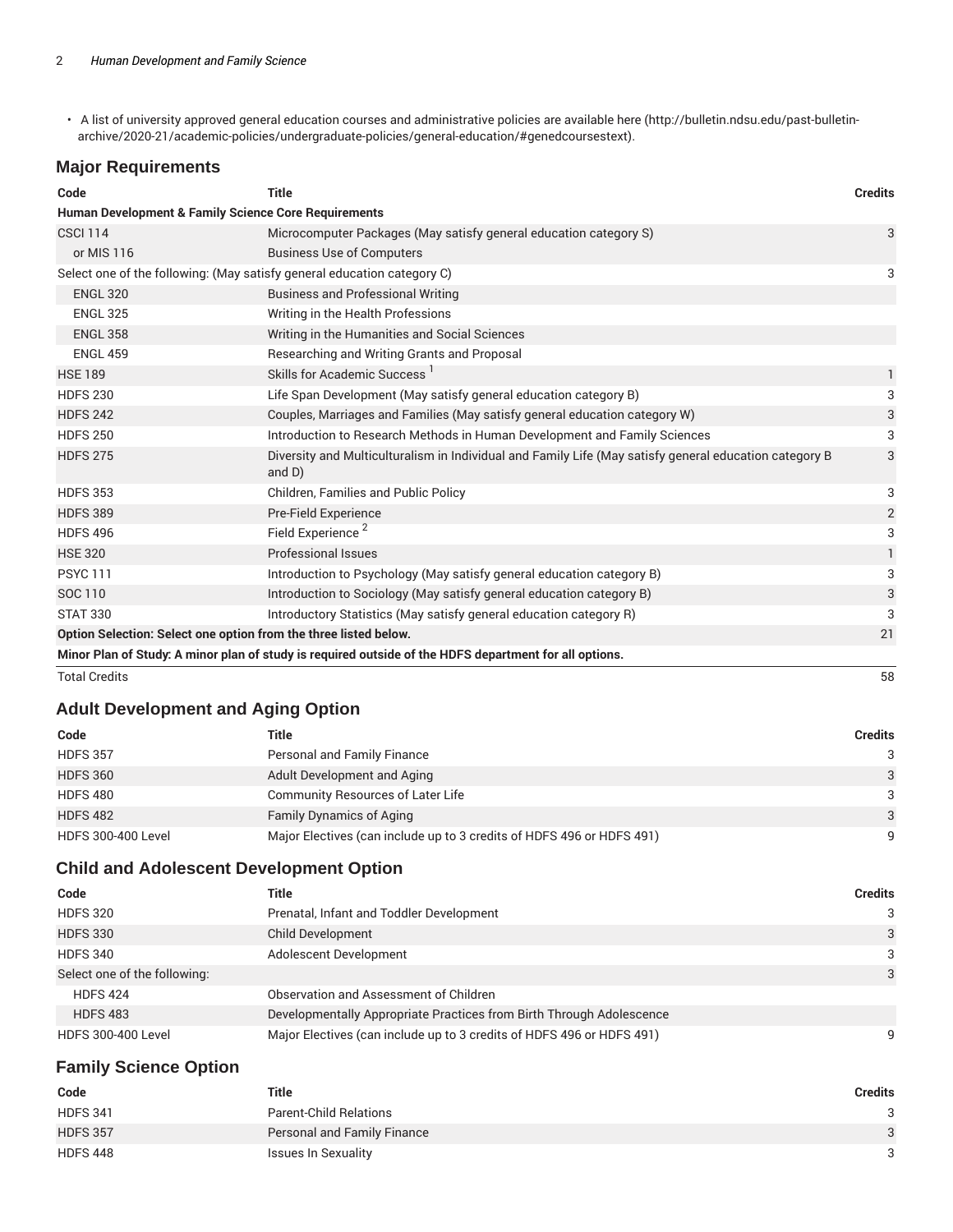- A list of university approved general education courses and administrative policies are available here (http://bulletin.ndsu.edu/past-bulletin-archive/2020-21/academic-policies/undergraduate-policies/general-education/#genedcoursestext).

## Major Requirements

| Code | Title | Credits |
| --- | --- | --- |
| **Human Development & Family Science Core Requirements** | | |
| CSCI 114 | Microcomputer Packages (May satisfy general education category S) | 3 |
| or MIS 116 | Business Use of Computers | |
| Select one of the following: (May satisfy general education category C) | | 3 |
| ENGL 320 | Business and Professional Writing | |
| ENGL 325 | Writing in the Health Professions | |
| ENGL 358 | Writing in the Humanities and Social Sciences | |
| ENGL 459 | Researching and Writing Grants and Proposal | |
| HSE 189 | Skills for Academic Success [1] | 1 |
| HDFS 230 | Life Span Development (May satisfy general education category B) | 3 |
| HDFS 242 | Couples, Marriages and Families (May satisfy general education category W) | 3 |
| HDFS 250 | Introduction to Research Methods in Human Development and Family Sciences | 3 |
| HDFS 275 | Diversity and Multiculturalism in Individual and Family Life (May satisfy general education category B and D) | 3 |
| HDFS 353 | Children, Families and Public Policy | 3 |
| HDFS 389 | Pre-Field Experience | 2 |
| HDFS 496 | Field Experience [2] | 3 |
| HSE 320 | Professional Issues | 1 |
| PSYC 111 | Introduction to Psychology (May satisfy general education category B) | 3 |
| SOC 110 | Introduction to Sociology (May satisfy general education category B) | 3 |
| STAT 330 | Introductory Statistics (May satisfy general education category R) | 3 |
| **Option Selection: Select one option from the three listed below.** | | 21 |
| **Minor Plan of Study: A minor plan of study is required outside of the HDFS department for all options.** | | |
| Total Credits | | 58 |

## Adult Development and Aging Option

| Code | Title | Credits |
| --- | --- | --- |
| HDFS 357 | Personal and Family Finance | 3 |
| HDFS 360 | Adult Development and Aging | 3 |
| HDFS 480 | Community Resources of Later Life | 3 |
| HDFS 482 | Family Dynamics of Aging | 3 |
| HDFS 300-400 Level | Major Electives (can include up to 3 credits of HDFS 496 or HDFS 491) | 9 |

## Child and Adolescent Development Option

| Code | Title | Credits |
| --- | --- | --- |
| HDFS 320 | Prenatal, Infant and Toddler Development | 3 |
| HDFS 330 | Child Development | 3 |
| HDFS 340 | Adolescent Development | 3 |
| Select one of the following: | | 3 |
| HDFS 424 | Observation and Assessment of Children | |
| HDFS 483 | Developmentally Appropriate Practices from Birth Through Adolescence | |
| HDFS 300-400 Level | Major Electives (can include up to 3 credits of HDFS 496 or HDFS 491) | 9 |

## Family Science Option

| Code | Title | Credits |
| --- | --- | --- |
| HDFS 341 | Parent-Child Relations | 3 |
| HDFS 357 | Personal and Family Finance | 3 |
| HDFS 448 | Issues In Sexuality | 3 |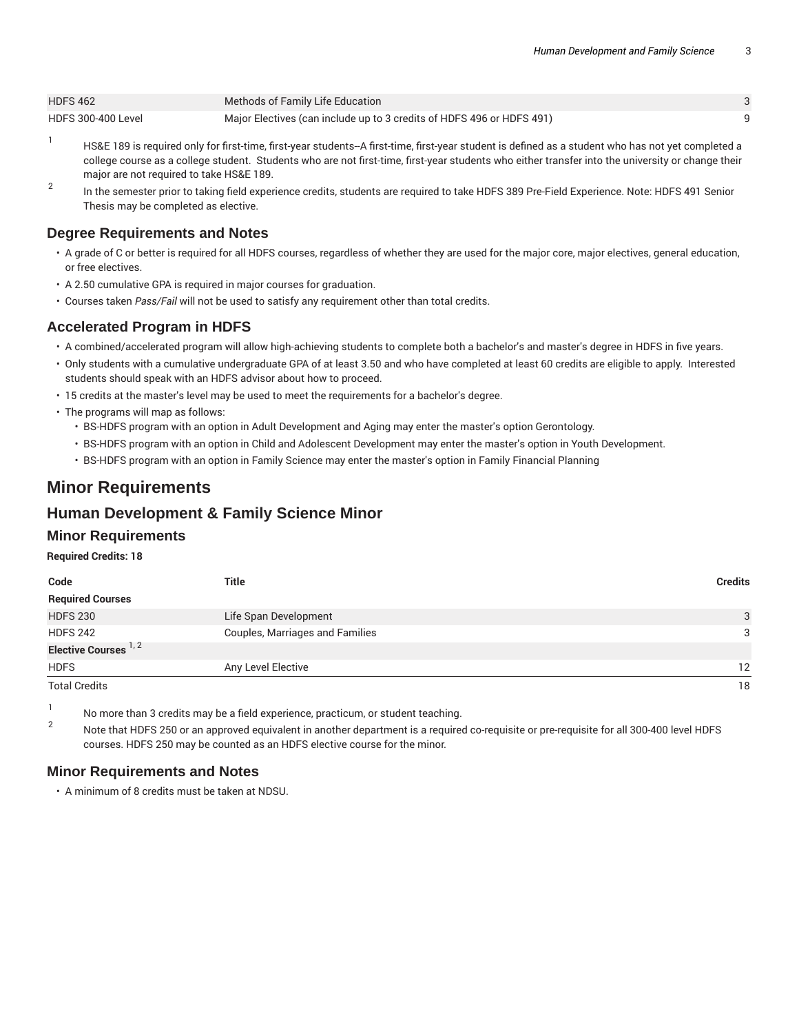| | | |
|---|---|---|
| HDFS 462 | Methods of Family Life Education | 3 |
| HDFS 300-400 Level | Major Electives (can include up to 3 credits of HDFS 496 or HDFS 491) | 9 |

1. HS&E 189 is required only for first-time, first-year students--A first-time, first-year student is defined as a student who has not yet completed a college course as a college student. Students who are not first-time, first-year students who either transfer into the university or change their major are not required to take HS&E 189.
2. In the semester prior to taking field experience credits, students are required to take HDFS 389 Pre-Field Experience. Note: HDFS 491 Senior Thesis may be completed as elective.

### Degree Requirements and Notes

- A grade of C or better is required for all HDFS courses, regardless of whether they are used for the major core, major electives, general education, or free electives.
- A 2.50 cumulative GPA is required in major courses for graduation.
- Courses taken *Pass/Fail* will not be used to satisfy any requirement other than total credits.

### Accelerated Program in HDFS

- A combined/accelerated program will allow high-achieving students to complete both a bachelor's and master's degree in HDFS in five years.
- Only students with a cumulative undergraduate GPA of at least 3.50 and who have completed at least 60 credits are eligible to apply. Interested students should speak with an HDFS advisor about how to proceed.
- 15 credits at the master's level may be used to meet the requirements for a bachelor's degree.
- The programs will map as follows:
  - BS-HDFS program with an option in Adult Development and Aging may enter the master's option Gerontology.
  - BS-HDFS program with an option in Child and Adolescent Development may enter the master's option in Youth Development.
  - BS-HDFS program with an option in Family Science may enter the master's option in Family Financial Planning

# Minor Requirements

## Human Development & Family Science Minor

### Minor Requirements

**Required Credits: 18**

| Code | Title | Credits |
|---|---|---|
| **Required Courses** | | |
| HDFS 230 | Life Span Development | 3 |
| HDFS 242 | Couples, Marriages and Families | 3 |
| **Elective Courses** [1, 2] | | |
| HDFS | Any Level Elective | 12 |
| Total Credits | | 18 |

1. No more than 3 credits may be a field experience, practicum, or student teaching.
2. Note that HDFS 250 or an approved equivalent in another department is a required co-requisite or pre-requisite for all 300-400 level HDFS courses. HDFS 250 may be counted as an HDFS elective course for the minor.

### Minor Requirements and Notes

- A minimum of 8 credits must be taken at NDSU.